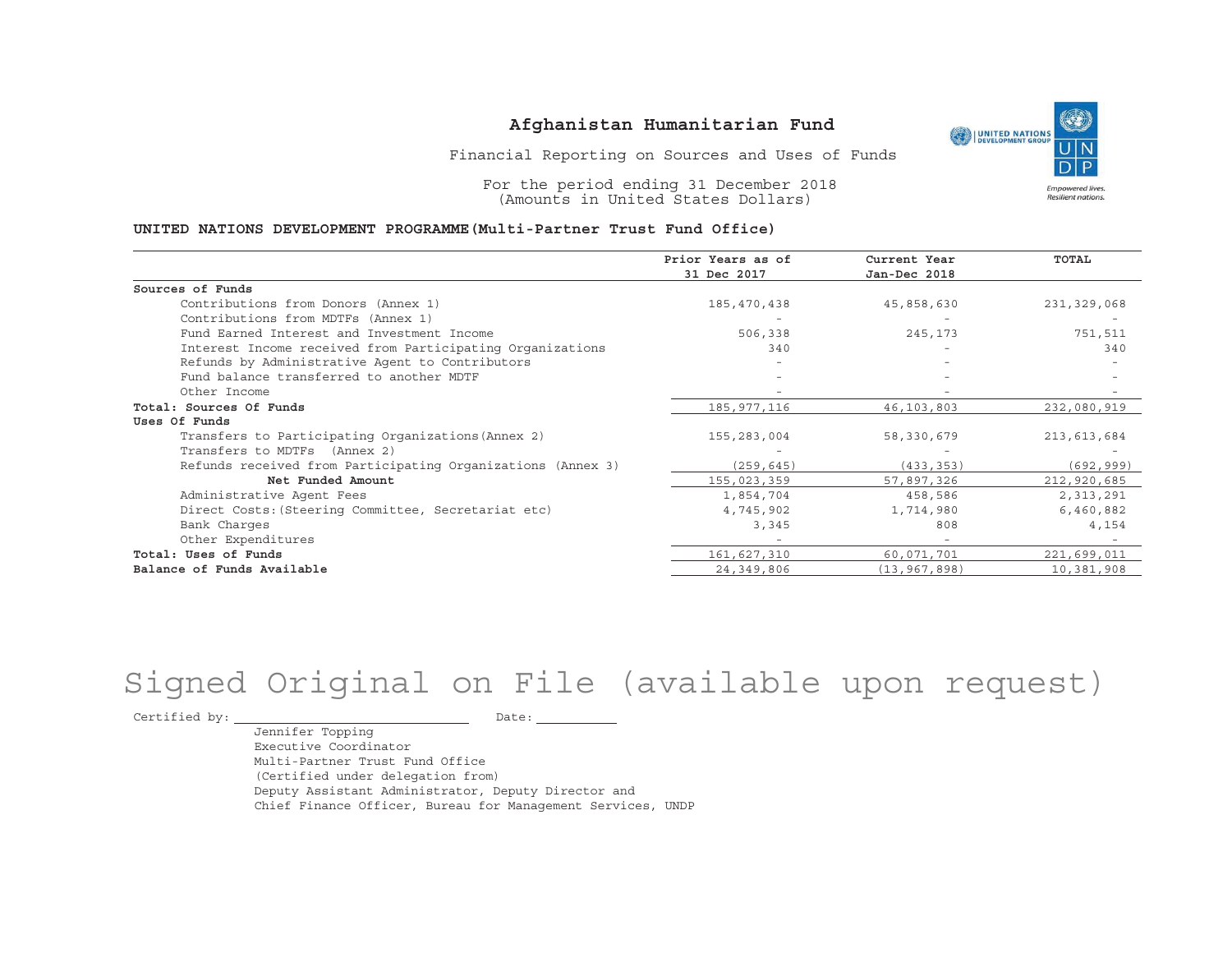# Afghanistan Humanitarian Fund

Financial Reporting on Sources and Uses of Funds

For the period ending 31 December 2018
(Amounts in United States Dollars)

**UNITED NATIONS DEVELOPMENT PROGRAMME(Multi-Partner Trust Fund Office)**

| | Prior Years as of 31 Dec 2017 | Current Year Jan-Dec 2018 | TOTAL |
|---|---|---|---|
| **Sources of Funds** | | | |
| Contributions from Donors (Annex 1) | 185,470,438 | 45,858,630 | 231,329,068 |
| Contributions from MDTFs (Annex 1) | - | - | - |
| Fund Earned Interest and Investment Income | 506,338 | 245,173 | 751,511 |
| Interest Income received from Participating Organizations | 340 | - | 340 |
| Refunds by Administrative Agent to Contributors | - | - | - |
| Fund balance transferred to another MDTF | - | - | - |
| Other Income | - | - | - |
| **Total: Sources Of Funds** | 185,977,116 | 46,103,803 | 232,080,919 |
| **Uses Of Funds** | | | |
| Transfers to Participating Organizations(Annex 2) | 155,283,004 | 58,330,679 | 213,613,684 |
| Transfers to MDTFs (Annex 2) | - | - | - |
| Refunds received from Participating Organizations (Annex 3) | (259,645) | (433,353) | (692,999) |
| **Net Funded Amount** | 155,023,359 | 57,897,326 | 212,920,685 |
| Administrative Agent Fees | 1,854,704 | 458,586 | 2,313,291 |
| Direct Costs:(Steering Committee, Secretariat etc) | 4,745,902 | 1,714,980 | 6,460,882 |
| Bank Charges | 3,345 | 808 | 4,154 |
| Other Expenditures | - | - | - |
| **Total: Uses of Funds** | 161,627,310 | 60,071,701 | 221,699,011 |
| **Balance of Funds Available** | 24,349,806 | (13,967,898) | 10,381,908 |

Signed Original on File (available upon request)

Certified by: ______________________ Date: __________

Jennifer Topping
Executive Coordinator
Multi-Partner Trust Fund Office
(Certified under delegation from)
Deputy Assistant Administrator, Deputy Director and
Chief Finance Officer, Bureau for Management Services, UNDP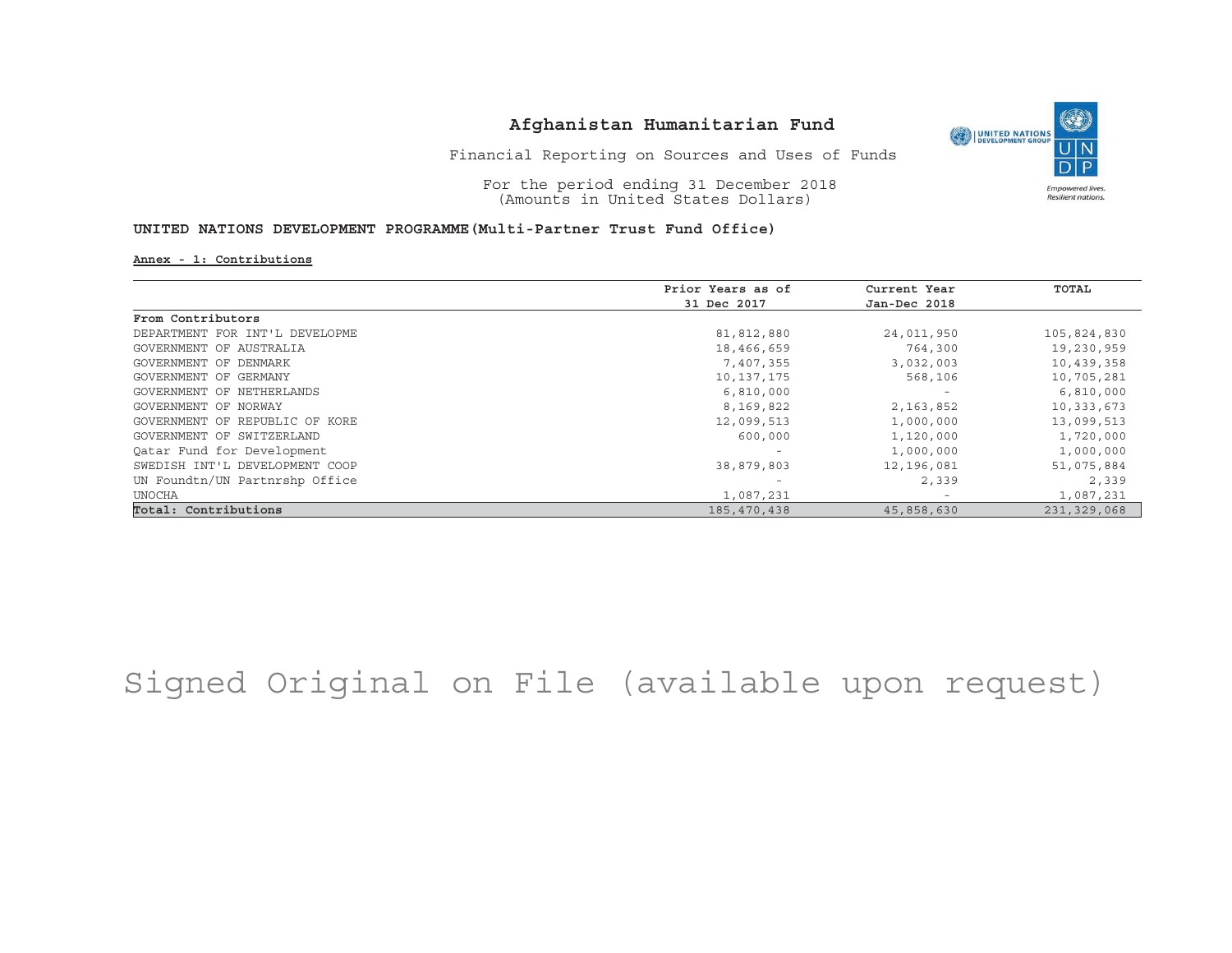# Afghanistan Humanitarian Fund

Financial Reporting on Sources and Uses of Funds

For the period ending 31 December 2018
(Amounts in United States Dollars)

**UNITED NATIONS DEVELOPMENT PROGRAMME(Multi-Partner Trust Fund Office)**

**Annex - 1: Contributions**

| | Prior Years as of 31 Dec 2017 | Current Year Jan-Dec 2018 | TOTAL |
|---|---|---|---|
| **From Contributors** | | | |
| DEPARTMENT FOR INT'L DEVELOPME | 81,812,880 | 24,011,950 | 105,824,830 |
| GOVERNMENT OF AUSTRALIA | 18,466,659 | 764,300 | 19,230,959 |
| GOVERNMENT OF DENMARK | 7,407,355 | 3,032,003 | 10,439,358 |
| GOVERNMENT OF GERMANY | 10,137,175 | 568,106 | 10,705,281 |
| GOVERNMENT OF NETHERLANDS | 6,810,000 | - | 6,810,000 |
| GOVERNMENT OF NORWAY | 8,169,822 | 2,163,852 | 10,333,673 |
| GOVERNMENT OF REPUBLIC OF KORE | 12,099,513 | 1,000,000 | 13,099,513 |
| GOVERNMENT OF SWITZERLAND | 600,000 | 1,120,000 | 1,720,000 |
| Qatar Fund for Development | - | 1,000,000 | 1,000,000 |
| SWEDISH INT'L DEVELOPMENT COOP | 38,879,803 | 12,196,081 | 51,075,884 |
| UN Foundtn/UN Partnrshp Office | - | 2,339 | 2,339 |
| UNOCHA | 1,087,231 | - | 1,087,231 |
| **Total: Contributions** | 185,470,438 | 45,858,630 | 231,329,068 |

Signed Original on File (available upon request)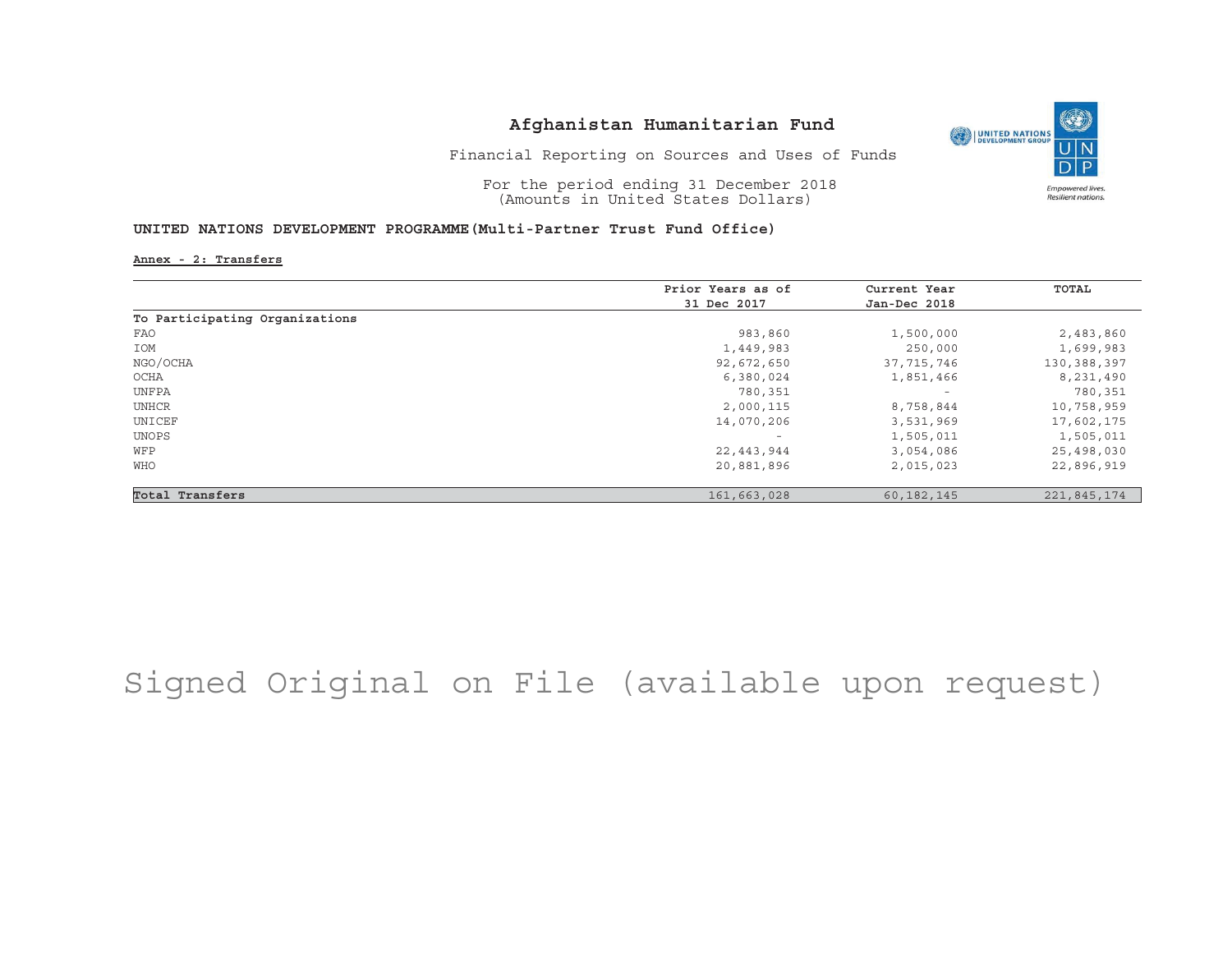# Afghanistan Humanitarian Fund

Financial Reporting on Sources and Uses of Funds

For the period ending 31 December 2018
(Amounts in United States Dollars)

## UNITED NATIONS DEVELOPMENT PROGRAMME(Multi-Partner Trust Fund Office)

**Annex - 2: Transfers**

| | Prior Years as of 31 Dec 2017 | Current Year Jan-Dec 2018 | TOTAL |
|---|---|---|---|
| **To Participating Organizations** | | | |
| FAO | 983,860 | 1,500,000 | 2,483,860 |
| IOM | 1,449,983 | 250,000 | 1,699,983 |
| NGO/OCHA | 92,672,650 | 37,715,746 | 130,388,397 |
| OCHA | 6,380,024 | 1,851,466 | 8,231,490 |
| UNFPA | 780,351 | - | 780,351 |
| UNHCR | 2,000,115 | 8,758,844 | 10,758,959 |
| UNICEF | 14,070,206 | 3,531,969 | 17,602,175 |
| UNOPS | - | 1,505,011 | 1,505,011 |
| WFP | 22,443,944 | 3,054,086 | 25,498,030 |
| WHO | 20,881,896 | 2,015,023 | 22,896,919 |
| **Total Transfers** | 161,663,028 | 60,182,145 | 221,845,174 |

Signed Original on File (available upon request)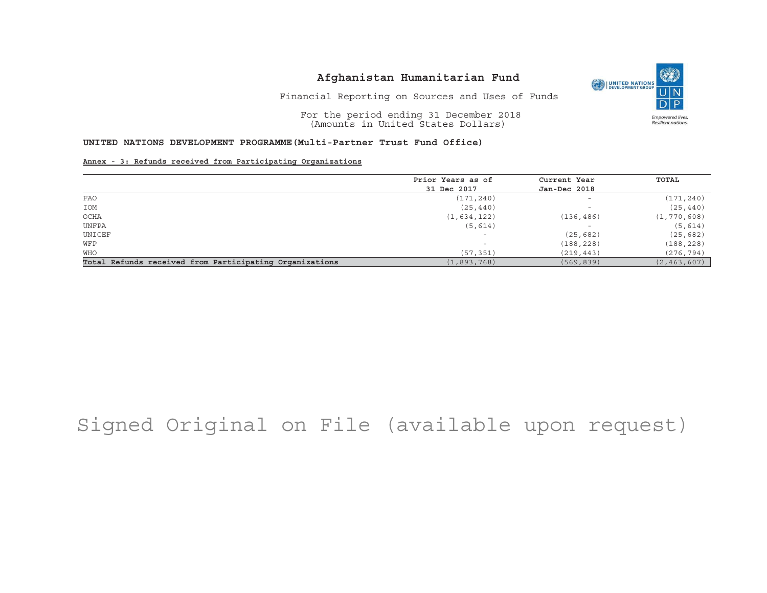# Afghanistan Humanitarian Fund

Financial Reporting on Sources and Uses of Funds

For the period ending 31 December 2018
(Amounts in United States Dollars)

**UNITED NATIONS DEVELOPMENT PROGRAMME(Multi-Partner Trust Fund Office)**

**Annex - 3: Refunds received from Participating Organizations**

| | Prior Years as of 31 Dec 2017 | Current Year Jan-Dec 2018 | TOTAL |
|---|---|---|---|
| FAO | (171,240) | - | (171,240) |
| IOM | (25,440) | - | (25,440) |
| OCHA | (1,634,122) | (136,486) | (1,770,608) |
| UNFPA | (5,614) | - | (5,614) |
| UNICEF | - | (25,682) | (25,682) |
| WFP | - | (188,228) | (188,228) |
| WHO | (57,351) | (219,443) | (276,794) |
| **Total Refunds received from Participating Organizations** | (1,893,768) | (569,839) | (2,463,607) |

Signed Original on File (available upon request)